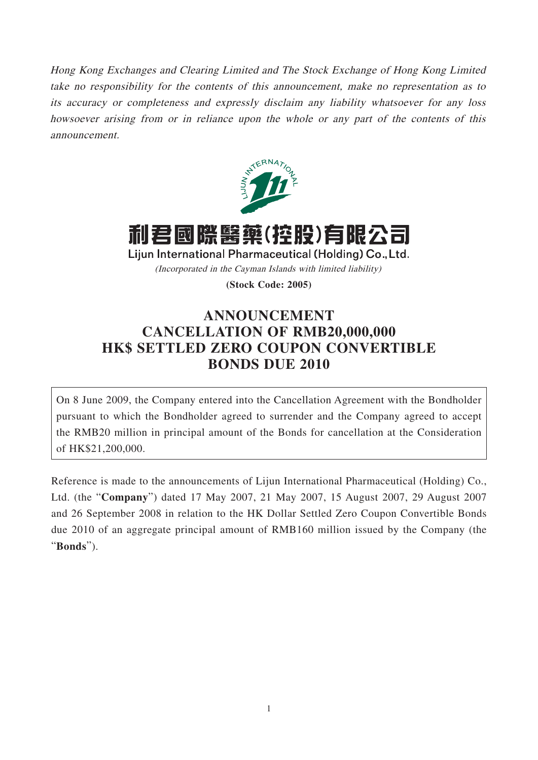*Hong Kong Exchanges and Clearing Limited and The Stock Exchange of Hong Kong Limited take no responsibility for the contents of this announcement, make no representation as to its accuracy or completeness and expressly disclaim any liability whatsoever for any loss howsoever arising from or in reliance upon the whole or any part of the contents of this announcement.*

# 利君國際醫藥(控股)有限公司

**Lijun International Pharmaceutical (Holding) Co., Ltd.**

*(Incorporated in the Cayman Islands with limited liability)*

**(Stock Code: 2005)**

# ANNOUNCEMENT
# CANCELLATION OF RMB20,000,000 HK$ SETTLED ZERO COUPON CONVERTIBLE BONDS DUE 2010

On 8 June 2009, the Company entered into the Cancellation Agreement with the Bondholder pursuant to which the Bondholder agreed to surrender and the Company agreed to accept the RMB20 million in principal amount of the Bonds for cancellation at the Consideration of HK$21,200,000.

Reference is made to the announcements of Lijun International Pharmaceutical (Holding) Co., Ltd. (the "**Company**") dated 17 May 2007, 21 May 2007, 15 August 2007, 29 August 2007 and 26 September 2008 in relation to the HK Dollar Settled Zero Coupon Convertible Bonds due 2010 of an aggregate principal amount of RMB160 million issued by the Company (the "**Bonds**").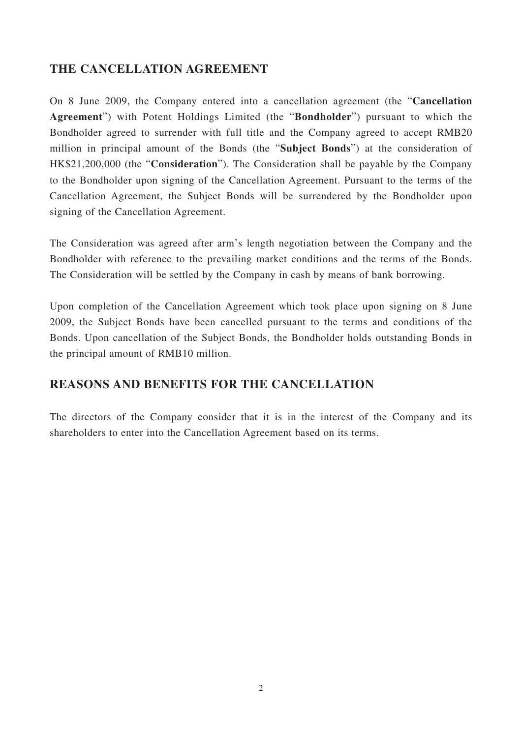## THE CANCELLATION AGREEMENT

On 8 June 2009, the Company entered into a cancellation agreement (the "**Cancellation Agreement**") with Potent Holdings Limited (the "**Bondholder**") pursuant to which the Bondholder agreed to surrender with full title and the Company agreed to accept RMB20 million in principal amount of the Bonds (the "**Subject Bonds**") at the consideration of HK$21,200,000 (the "**Consideration**"). The Consideration shall be payable by the Company to the Bondholder upon signing of the Cancellation Agreement. Pursuant to the terms of the Cancellation Agreement, the Subject Bonds will be surrendered by the Bondholder upon signing of the Cancellation Agreement.

The Consideration was agreed after arm's length negotiation between the Company and the Bondholder with reference to the prevailing market conditions and the terms of the Bonds. The Consideration will be settled by the Company in cash by means of bank borrowing.

Upon completion of the Cancellation Agreement which took place upon signing on 8 June 2009, the Subject Bonds have been cancelled pursuant to the terms and conditions of the Bonds. Upon cancellation of the Subject Bonds, the Bondholder holds outstanding Bonds in the principal amount of RMB10 million.

## REASONS AND BENEFITS FOR THE CANCELLATION

The directors of the Company consider that it is in the interest of the Company and its shareholders to enter into the Cancellation Agreement based on its terms.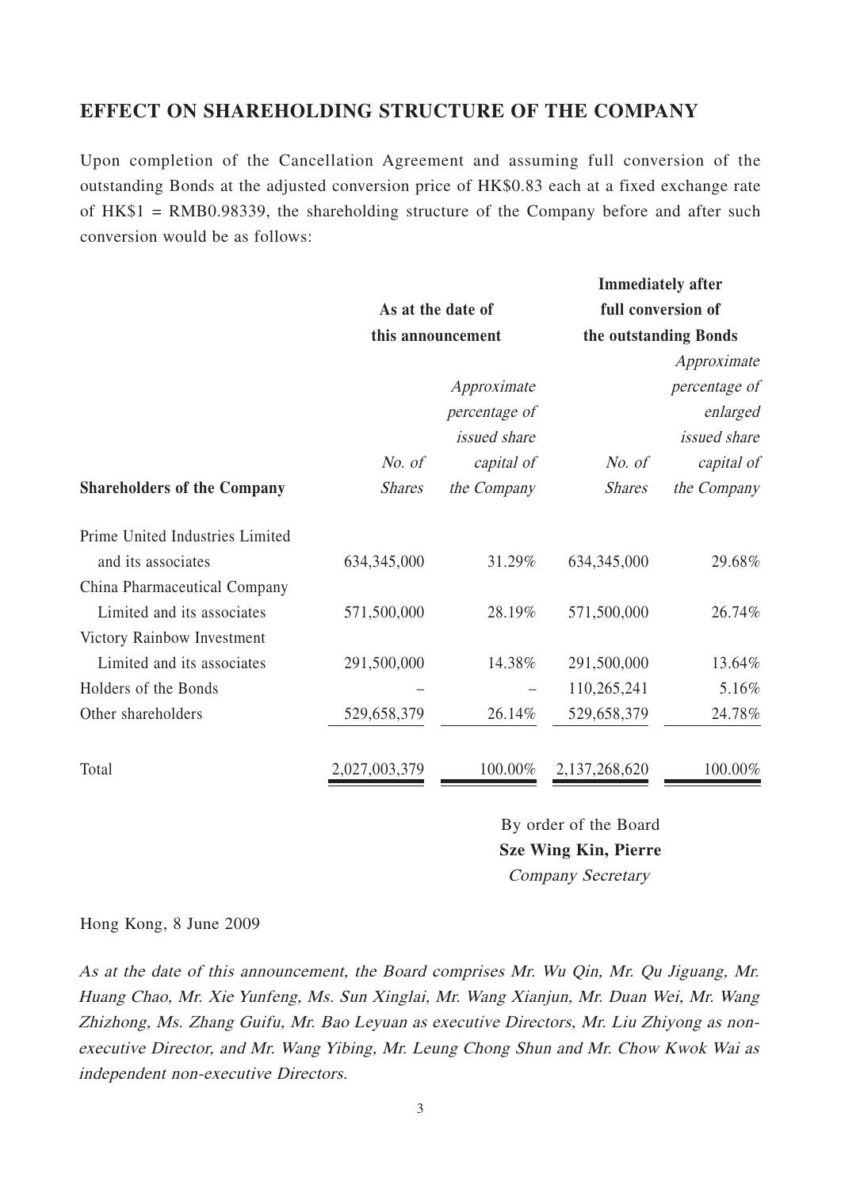## EFFECT ON SHAREHOLDING STRUCTURE OF THE COMPANY

Upon completion of the Cancellation Agreement and assuming full conversion of the outstanding Bonds at the adjusted conversion price of HK$0.83 each at a fixed exchange rate of HK$1 = RMB0.98339, the shareholding structure of the Company before and after such conversion would be as follows:

| | As at the date of this announcement | | Immediately after full conversion of the outstanding Bonds | |
|---|---|---|---|---|
| **Shareholders of the Company** | *No. of Shares* | *Approximate percentage of issued share capital of the Company* | *No. of Shares* | *Approximate percentage of enlarged issued share capital of the Company* |
| Prime United Industries Limited and its associates | 634,345,000 | 31.29% | 634,345,000 | 29.68% |
| China Pharmaceutical Company Limited and its associates | 571,500,000 | 28.19% | 571,500,000 | 26.74% |
| Victory Rainbow Investment Limited and its associates | 291,500,000 | 14.38% | 291,500,000 | 13.64% |
| Holders of the Bonds | – | – | 110,265,241 | 5.16% |
| Other shareholders | 529,658,379 | 26.14% | 529,658,379 | 24.78% |
| Total | 2,027,003,379 | 100.00% | 2,137,268,620 | 100.00% |

By order of the Board
**Sze Wing Kin, Pierre**
*Company Secretary*

Hong Kong, 8 June 2009

*As at the date of this announcement, the Board comprises Mr. Wu Qin, Mr. Qu Jiguang, Mr. Huang Chao, Mr. Xie Yunfeng, Ms. Sun Xinglai, Mr. Wang Xianjun, Mr. Duan Wei, Mr. Wang Zhizhong, Ms. Zhang Guifu, Mr. Bao Leyuan as executive Directors, Mr. Liu Zhiyong as non-executive Director, and Mr. Wang Yibing, Mr. Leung Chong Shun and Mr. Chow Kwok Wai as independent non-executive Directors.*